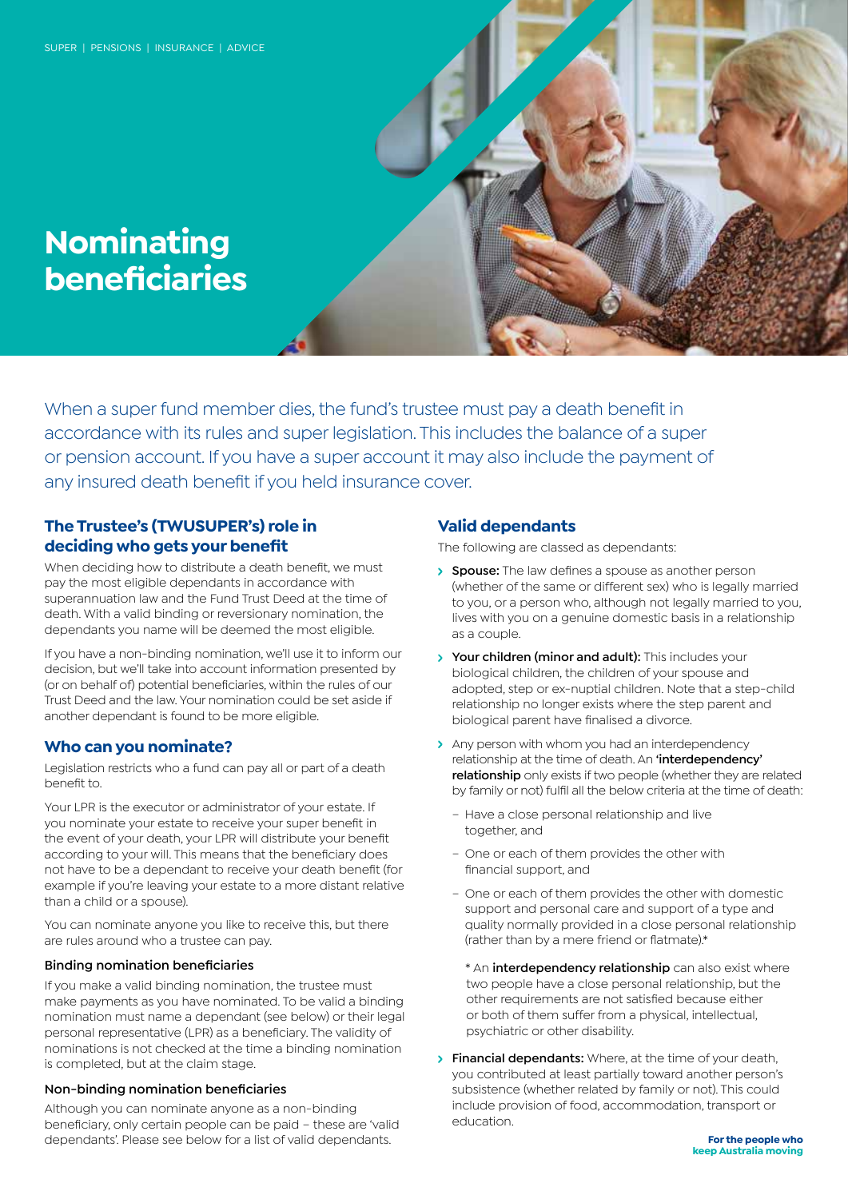SUPER | PENSIONS | INSURANCE | ADVICE

# Nominating beneficiaries

When a super fund member dies, the fund's trustee must pay a death benefit in accordance with its rules and super legislation. This includes the balance of a super or pension account. If you have a super account it may also include the payment of any insured death benefit if you held insurance cover.

## The Trustee's (TWUSUPER's) role in deciding who gets your benefit

When deciding how to distribute a death benefit, we must pay the most eligible dependants in accordance with superannuation law and the Fund Trust Deed at the time of death. With a valid binding or reversionary nomination, the dependants you name will be deemed the most eligible.

If you have a non-binding nomination, we'll use it to inform our decision, but we'll take into account information presented by (or on behalf of) potential beneficiaries, within the rules of our Trust Deed and the law. Your nomination could be set aside if another dependant is found to be more eligible.

## Who can you nominate?

Legislation restricts who a fund can pay all or part of a death benefit to.

Your LPR is the executor or administrator of your estate. If you nominate your estate to receive your super benefit in the event of your death, your LPR will distribute your benefit according to your will. This means that the beneficiary does not have to be a dependant to receive your death benefit (for example if you're leaving your estate to a more distant relative than a child or a spouse).

You can nominate anyone you like to receive this, but there are rules around who a trustee can pay.

### Binding nomination beneficiaries

If you make a valid binding nomination, the trustee must make payments as you have nominated. To be valid a binding nomination must name a dependant (see below) or their legal personal representative (LPR) as a beneficiary. The validity of nominations is not checked at the time a binding nomination is completed, but at the claim stage.

### Non-binding nomination beneficiaries

Although you can nominate anyone as a non-binding beneficiary, only certain people can be paid – these are 'valid dependants'. Please see below for a list of valid dependants.

## Valid dependants

The following are classed as dependants:

- **Spouse:** The law defines a spouse as another person (whether of the same or different sex) who is legally married to you, or a person who, although not legally married to you, lives with you on a genuine domestic basis in a relationship as a couple.
- **Your children (minor and adult):** This includes your biological children, the children of your spouse and adopted, step or ex-nuptial children. Note that a step-child relationship no longer exists where the step parent and biological parent have finalised a divorce.
- Any person with whom you had an interdependency relationship at the time of death. An **'interdependency' relationship** only exists if two people (whether they are related by family or not) fulfil all the below criteria at the time of death:
  - Have a close personal relationship and live together, and
  - One or each of them provides the other with financial support, and
  - One or each of them provides the other with domestic support and personal care and support of a type and quality normally provided in a close personal relationship (rather than by a mere friend or flatmate).*

  * An **interdependency relationship** can also exist where two people have a close personal relationship, but the other requirements are not satisfied because either or both of them suffer from a physical, intellectual, psychiatric or other disability.
- **Financial dependants:** Where, at the time of your death, you contributed at least partially toward another person's subsistence (whether related by family or not). This could include provision of food, accommodation, transport or education.

**For the people who keep Australia moving**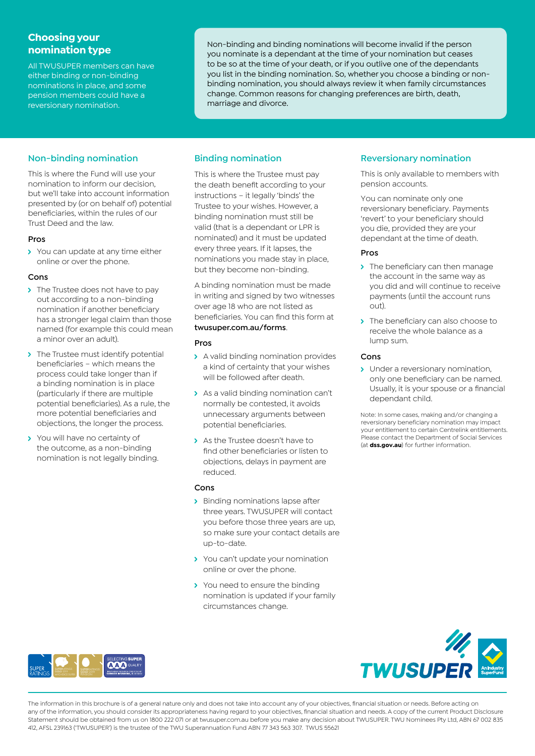## Choosing your nomination type

All TWUSUPER members can have either binding or non-binding nominations in place, and some pension members could have a reversionary nomination.

Non-binding and binding nominations will become invalid if the person you nominate is a dependant at the time of your nomination but ceases to be so at the time of your death, or if you outlive one of the dependants you list in the binding nomination. So, whether you choose a binding or non-binding nomination, you should always review it when family circumstances change. Common reasons for changing preferences are birth, death, marriage and divorce.

### Non-binding nomination

This is where the Fund will use your nomination to inform our decision, but we'll take into account information presented by (or on behalf of) potential beneficiaries, within the rules of our Trust Deed and the law.

#### Pros

- You can update at any time either online or over the phone.

#### Cons

- The Trustee does not have to pay out according to a non-binding nomination if another beneficiary has a stronger legal claim than those named (for example this could mean a minor over an adult).
- The Trustee must identify potential beneficiaries – which means the process could take longer than if a binding nomination is in place (particularly if there are multiple potential beneficiaries). As a rule, the more potential beneficiaries and objections, the longer the process.
- You will have no certainty of the outcome, as a non-binding nomination is not legally binding.

### Binding nomination

This is where the Trustee must pay the death benefit according to your instructions – it legally 'binds' the Trustee to your wishes. However, a binding nomination must still be valid (that is a dependant or LPR is nominated) and it must be updated every three years. If it lapses, the nominations you made stay in place, but they become non-binding.

A binding nomination must be made in writing and signed by two witnesses over age 18 who are not listed as beneficiaries. You can find this form at **twusuper.com.au/forms**.

#### Pros

- A valid binding nomination provides a kind of certainty that your wishes will be followed after death.
- As a valid binding nomination can't normally be contested, it avoids unnecessary arguments between potential beneficiaries.
- As the Trustee doesn't have to find other beneficiaries or listen to objections, delays in payment are reduced.

#### Cons

- Binding nominations lapse after three years. TWUSUPER will contact you before those three years are up, so make sure your contact details are up-to-date.
- You can't update your nomination online or over the phone.
- You need to ensure the binding nomination is updated if your family circumstances change.

### Reversionary nomination

This is only available to members with pension accounts.

You can nominate only one reversionary beneficiary. Payments 'revert' to your beneficiary should you die, provided they are your dependant at the time of death.

#### Pros

- The beneficiary can then manage the account in the same way as you did and will continue to receive payments (until the account runs out).
- The beneficiary can also choose to receive the whole balance as a lump sum.

#### Cons

- Under a reversionary nomination, only one beneficiary can be named. Usually, it is your spouse or a financial dependant child.

Note: In some cases, making and/or changing a reversionary beneficiary nomination may impact your entitlement to certain Centrelink entitlements. Please contact the Department of Social Services (at **dss.gov.au**) for further information.

The information in this brochure is of a general nature only and does not take into account any of your objectives, financial situation or needs. Before acting on any of the information, you should consider its appropriateness having regard to your objectives, financial situation and needs. A copy of the current Product Disclosure Statement should be obtained from us on 1800 222 071 or at twusuper.com.au before you make any decision about TWUSUPER. TWU Nominees Pty Ltd, ABN 67 002 835 412, AFSL 239163 ('TWUSUPER') is the trustee of the TWU Superannuation Fund ABN 77 343 563 307. TWUS 55621